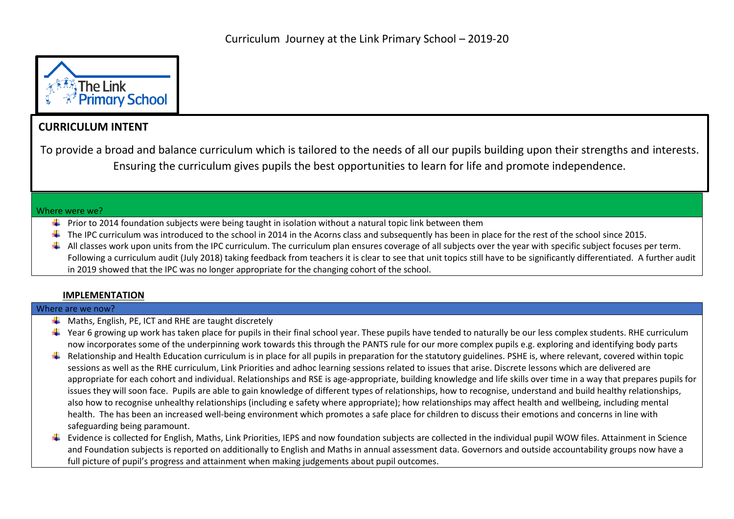# Curriculum Journey at the Link Primary School – 2019-20

## CURRICULUM INTENT

To provide a broad and balance curriculum which is tailored to the needs of all our pupils building upon their strengths and interests. Ensuring the curriculum gives pupils the best opportunities to learn for life and promote independence.

### Where were we?

- Prior to 2014 foundation subjects were being taught in isolation without a natural topic link between them
- The IPC curriculum was introduced to the school in 2014 in the Acorns class and subsequently has been in place for the rest of the school since 2015.
- All classes work upon units from the IPC curriculum. The curriculum plan ensures coverage of all subjects over the year with specific subject focuses per term. Following a curriculum audit (July 2018) taking feedback from teachers it is clear to see that unit topics still have to be significantly differentiated. A further audit in 2019 showed that the IPC was no longer appropriate for the changing cohort of the school.

## IMPLEMENTATION

### Where are we now?

- Maths, English, PE, ICT and RHE are taught discretely
- Year 6 growing up work has taken place for pupils in their final school year. These pupils have tended to naturally be our less complex students. RHE curriculum now incorporates some of the underpinning work towards this through the PANTS rule for our more complex pupils e.g. exploring and identifying body parts
- Relationship and Health Education curriculum is in place for all pupils in preparation for the statutory guidelines. PSHE is, where relevant, covered within topic sessions as well as the RHE curriculum, Link Priorities and adhoc learning sessions related to issues that arise. Discrete lessons which are delivered are appropriate for each cohort and individual. Relationships and RSE is age-appropriate, building knowledge and life skills over time in a way that prepares pupils for issues they will soon face. Pupils are able to gain knowledge of different types of relationships, how to recognise, understand and build healthy relationships, also how to recognise unhealthy relationships (including e safety where appropriate); how relationships may affect health and wellbeing, including mental health. The has been an increased well-being environment which promotes a safe place for children to discuss their emotions and concerns in line with safeguarding being paramount.
- Evidence is collected for English, Maths, Link Priorities, IEPS and now foundation subjects are collected in the individual pupil WOW files. Attainment in Science and Foundation subjects is reported on additionally to English and Maths in annual assessment data. Governors and outside accountability groups now have a full picture of pupil's progress and attainment when making judgements about pupil outcomes.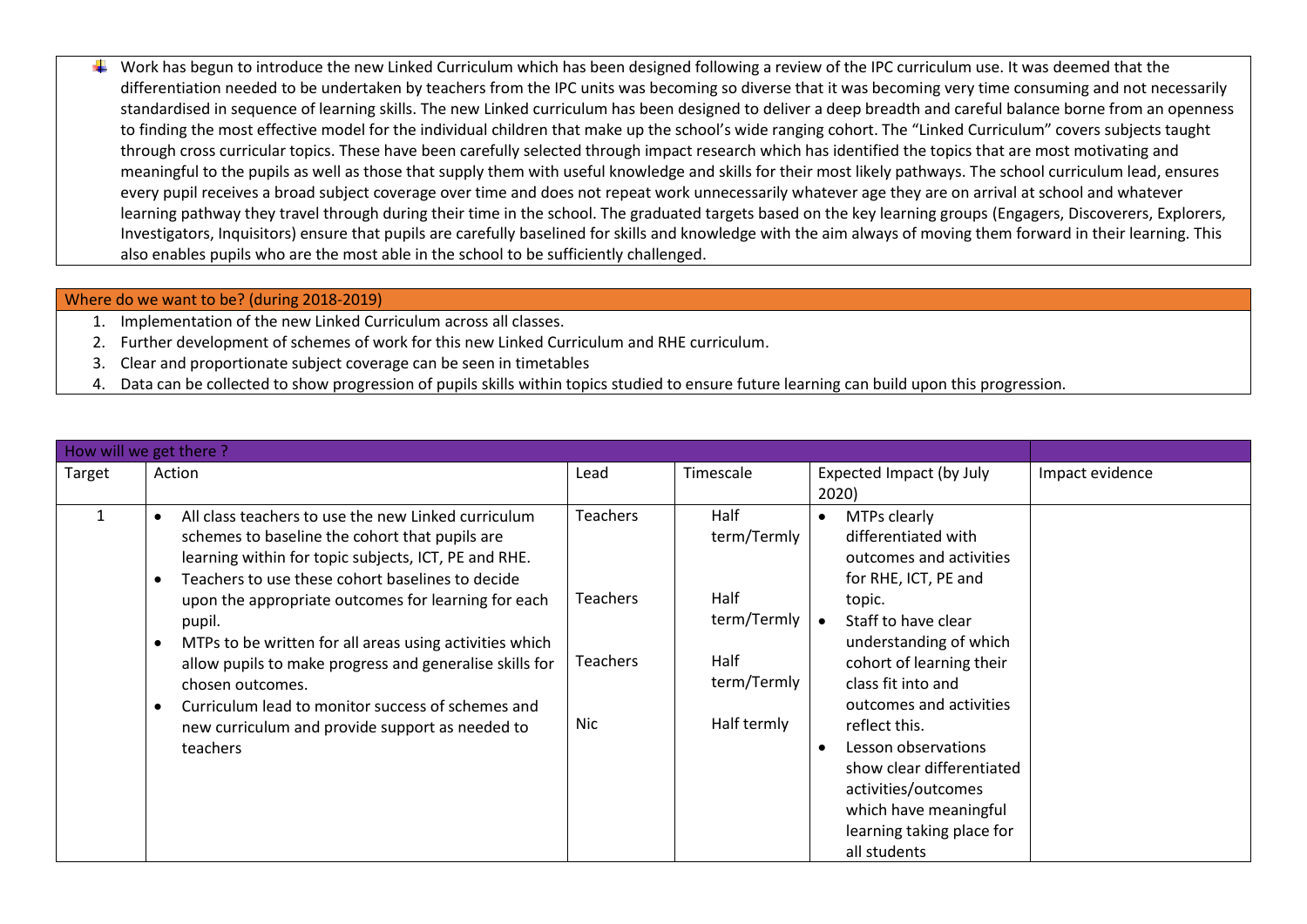- Work has begun to introduce the new Linked Curriculum which has been designed following a review of the IPC curriculum use. It was deemed that the differentiation needed to be undertaken by teachers from the IPC units was becoming so diverse that it was becoming very time consuming and not necessarily standardised in sequence of learning skills. The new Linked curriculum has been designed to deliver a deep breadth and careful balance borne from an openness to finding the most effective model for the individual children that make up the school's wide ranging cohort. The "Linked Curriculum" covers subjects taught through cross curricular topics. These have been carefully selected through impact research which has identified the topics that are most motivating and meaningful to the pupils as well as those that supply them with useful knowledge and skills for their most likely pathways. The school curriculum lead, ensures every pupil receives a broad subject coverage over time and does not repeat work unnecessarily whatever age they are on arrival at school and whatever learning pathway they travel through during their time in the school. The graduated targets based on the key learning groups (Engagers, Discoverers, Explorers, Investigators, Inquisitors) ensure that pupils are carefully baselined for skills and knowledge with the aim always of moving them forward in their learning. This also enables pupils who are the most able in the school to be sufficiently challenged.

## Where do we want to be? (during 2018-2019)

1. Implementation of the new Linked Curriculum across all classes.
2. Further development of schemes of work for this new Linked Curriculum and RHE curriculum.
3. Clear and proportionate subject coverage can be seen in timetables
4. Data can be collected to show progression of pupils skills within topics studied to ensure future learning can build upon this progression.

## How will we get there ?

| Target | Action | Lead | Timescale | Expected Impact (by July 2020) | Impact evidence |
|---|---|---|---|---|---|
| 1 | • All class teachers to use the new Linked curriculum schemes to baseline the cohort that pupils are learning within for topic subjects, ICT, PE and RHE.<br>• Teachers to use these cohort baselines to decide upon the appropriate outcomes for learning for each pupil.<br>• MTPs to be written for all areas using activities which allow pupils to make progress and generalise skills for chosen outcomes.<br>• Curriculum lead to monitor success of schemes and new curriculum and provide support as needed to teachers | Teachers<br><br>Teachers<br><br>Teachers<br><br>Nic | Half term/Termly<br><br>Half term/Termly<br><br>Half term/Termly<br><br>Half termly | • MTPs clearly differentiated with outcomes and activities for RHE, ICT, PE and topic.<br>• Staff to have clear understanding of which cohort of learning their class fit into and outcomes and activities reflect this.<br>• Lesson observations show clear differentiated activities/outcomes which have meaningful learning taking place for all students | |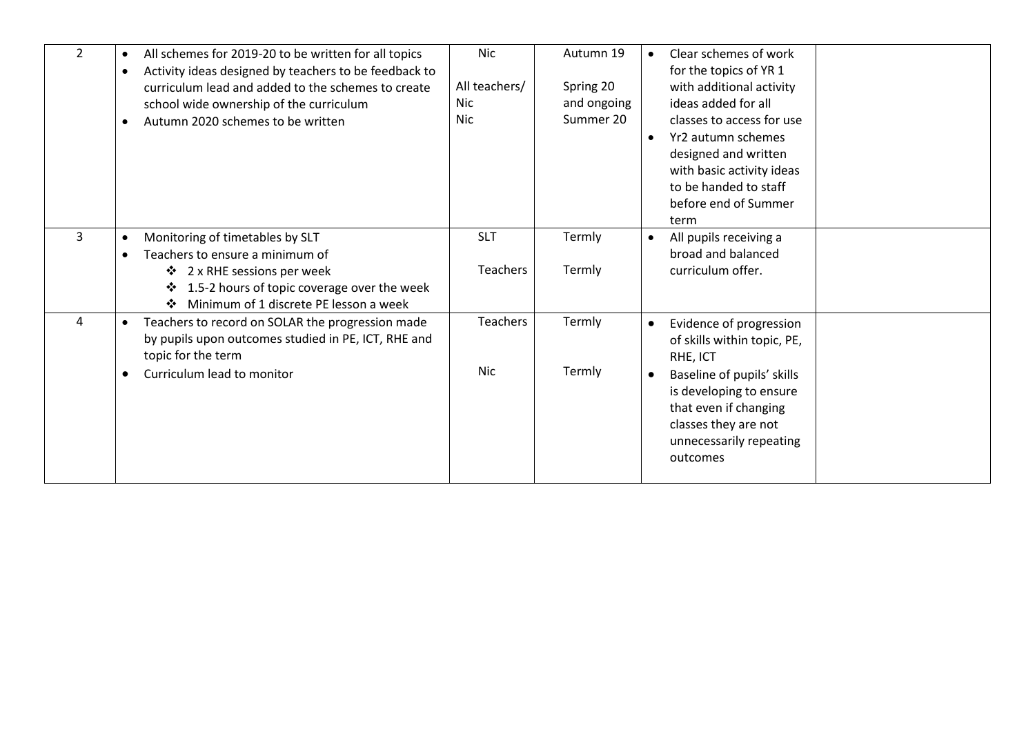| | | | | | |
|---|---|---|---|---|---|
| 2 | • All schemes for 2019-20 to be written for all topics<br>• Activity ideas designed by teachers to be feedback to curriculum lead and added to the schemes to create school wide ownership of the curriculum<br>• Autumn 2020 schemes to be written | Nic<br><br>All teachers/<br>Nic<br>Nic | Autumn 19<br><br>Spring 20<br>and ongoing<br>Summer 20 | • Clear schemes of work for the topics of YR 1 with additional activity ideas added for all classes to access for use<br>• Yr2 autumn schemes designed and written with basic activity ideas to be handed to staff before end of Summer term | |
| 3 | • Monitoring of timetables by SLT<br>• Teachers to ensure a minimum of<br>❖ 2 x RHE sessions per week<br>❖ 1.5-2 hours of topic coverage over the week<br>❖ Minimum of 1 discrete PE lesson a week | SLT<br><br>Teachers | Termly<br><br>Termly | • All pupils receiving a broad and balanced curriculum offer. | |
| 4 | • Teachers to record on SOLAR the progression made by pupils upon outcomes studied in PE, ICT, RHE and topic for the term<br>• Curriculum lead to monitor | Teachers<br><br>Nic | Termly<br><br>Termly | • Evidence of progression of skills within topic, PE, RHE, ICT<br>• Baseline of pupils' skills is developing to ensure that even if changing classes they are not unnecessarily repeating outcomes | |